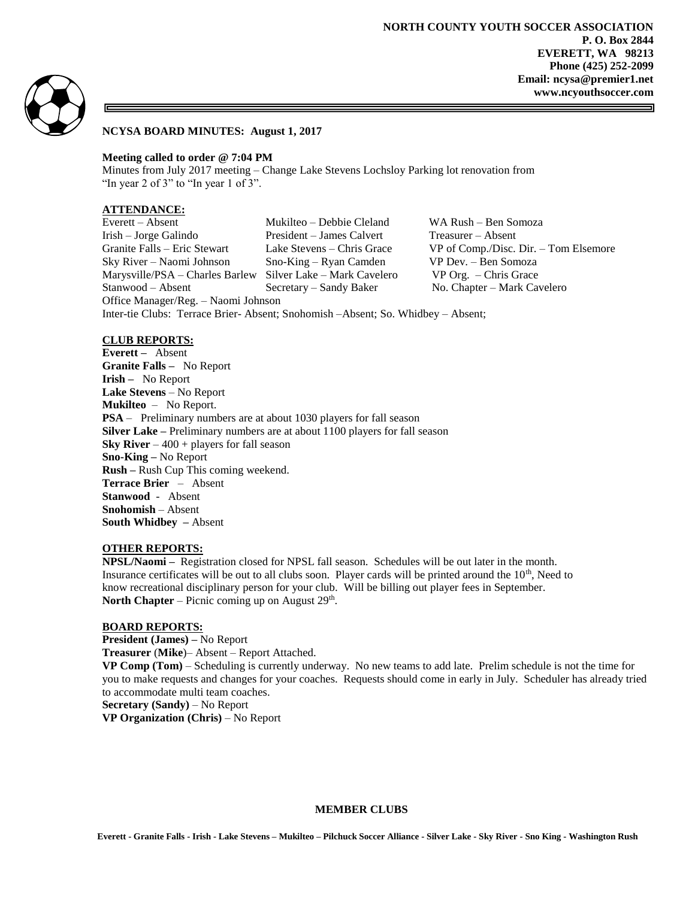**NORTH COUNTY YOUTH SOCCER ASSOCIATION**
**P. O. Box 2844**
**EVERETT, WA 98213**
**Phone (425) 252-2099**
**Email: ncysa@premier1.net**
**www.ncyouthsoccer.com**

**NCYSA BOARD MINUTES: August 1, 2017**

**Meeting called to order @ 7:04 PM**
Minutes from July 2017 meeting – Change Lake Stevens Lochsloy Parking lot renovation from "In year 2 of 3" to "In year 1 of 3".

**ATTENDANCE:**

| | | |
|---|---|---|
| Everett – Absent | Mukilteo – Debbie Cleland | WA Rush – Ben Somoza |
| Irish – Jorge Galindo | President – James Calvert | Treasurer – Absent |
| Granite Falls – Eric Stewart | Lake Stevens – Chris Grace | VP of Comp./Disc. Dir. – Tom Elsemore |
| Sky River – Naomi Johnson | Sno-King – Ryan Camden | VP Dev. – Ben Somoza |
| Marysville/PSA – Charles Barlew | Silver Lake – Mark Cavelero | VP Org. – Chris Grace |
| Stanwood – Absent | Secretary – Sandy Baker | No. Chapter – Mark Cavelero |

Office Manager/Reg. – Naomi Johnson
Inter-tie Clubs: Terrace Brier- Absent; Snohomish –Absent; So. Whidbey – Absent;

**CLUB REPORTS:**
**Everett –** Absent
**Granite Falls –** No Report
**Irish –** No Report
**Lake Stevens** – No Report
**Mukilteo** – No Report.
**PSA** – Preliminary numbers are at about 1030 players for fall season
**Silver Lake –** Preliminary numbers are at about 1100 players for fall season
**Sky River** – 400 + players for fall season
**Sno-King –** No Report
**Rush –** Rush Cup This coming weekend.
**Terrace Brier** – Absent
**Stanwood** - Absent
**Snohomish** – Absent
**South Whidbey –** Absent

**OTHER REPORTS:**
**NPSL/Naomi –** Registration closed for NPSL fall season. Schedules will be out later in the month. Insurance certificates will be out to all clubs soon. Player cards will be printed around the 10th, Need to know recreational disciplinary person for your club. Will be billing out player fees in September.
**North Chapter** – Picnic coming up on August 29th.

**BOARD REPORTS:**
**President (James) –** No Report
**Treasurer** (**Mike**)– Absent – Report Attached.
**VP Comp (Tom)** – Scheduling is currently underway. No new teams to add late. Prelim schedule is not the time for you to make requests and changes for your coaches. Requests should come in early in July. Scheduler has already tried to accommodate multi team coaches.
**Secretary (Sandy)** – No Report
**VP Organization (Chris)** – No Report

**MEMBER CLUBS**

**Everett - Granite Falls - Irish - Lake Stevens – Mukilteo – Pilchuck Soccer Alliance - Silver Lake - Sky River - Sno King - Washington Rush**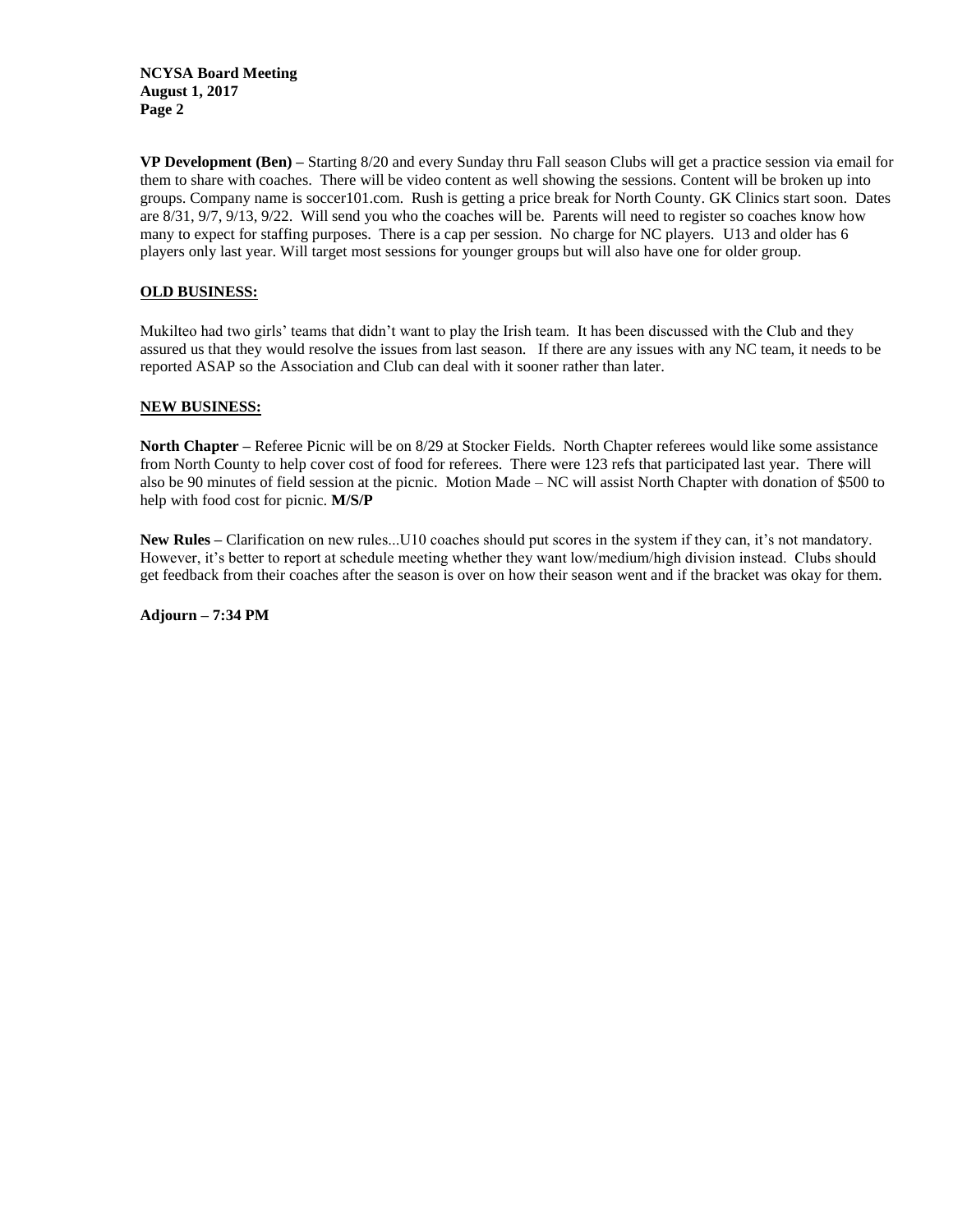**VP Development (Ben) –** Starting 8/20 and every Sunday thru Fall season Clubs will get a practice session via email for them to share with coaches. There will be video content as well showing the sessions. Content will be broken up into groups. Company name is soccer101.com. Rush is getting a price break for North County. GK Clinics start soon. Dates are 8/31, 9/7, 9/13, 9/22. Will send you who the coaches will be. Parents will need to register so coaches know how many to expect for staffing purposes. There is a cap per session. No charge for NC players. U13 and older has 6 players only last year. Will target most sessions for younger groups but will also have one for older group.

## OLD BUSINESS:

Mukilteo had two girls' teams that didn't want to play the Irish team. It has been discussed with the Club and they assured us that they would resolve the issues from last season. If there are any issues with any NC team, it needs to be reported ASAP so the Association and Club can deal with it sooner rather than later.

## NEW BUSINESS:

**North Chapter –** Referee Picnic will be on 8/29 at Stocker Fields. North Chapter referees would like some assistance from North County to help cover cost of food for referees. There were 123 refs that participated last year. There will also be 90 minutes of field session at the picnic. Motion Made – NC will assist North Chapter with donation of $500 to help with food cost for picnic. **M/S/P**

**New Rules –** Clarification on new rules...U10 coaches should put scores in the system if they can, it's not mandatory. However, it's better to report at schedule meeting whether they want low/medium/high division instead. Clubs should get feedback from their coaches after the season is over on how their season went and if the bracket was okay for them.

**Adjourn – 7:34 PM**